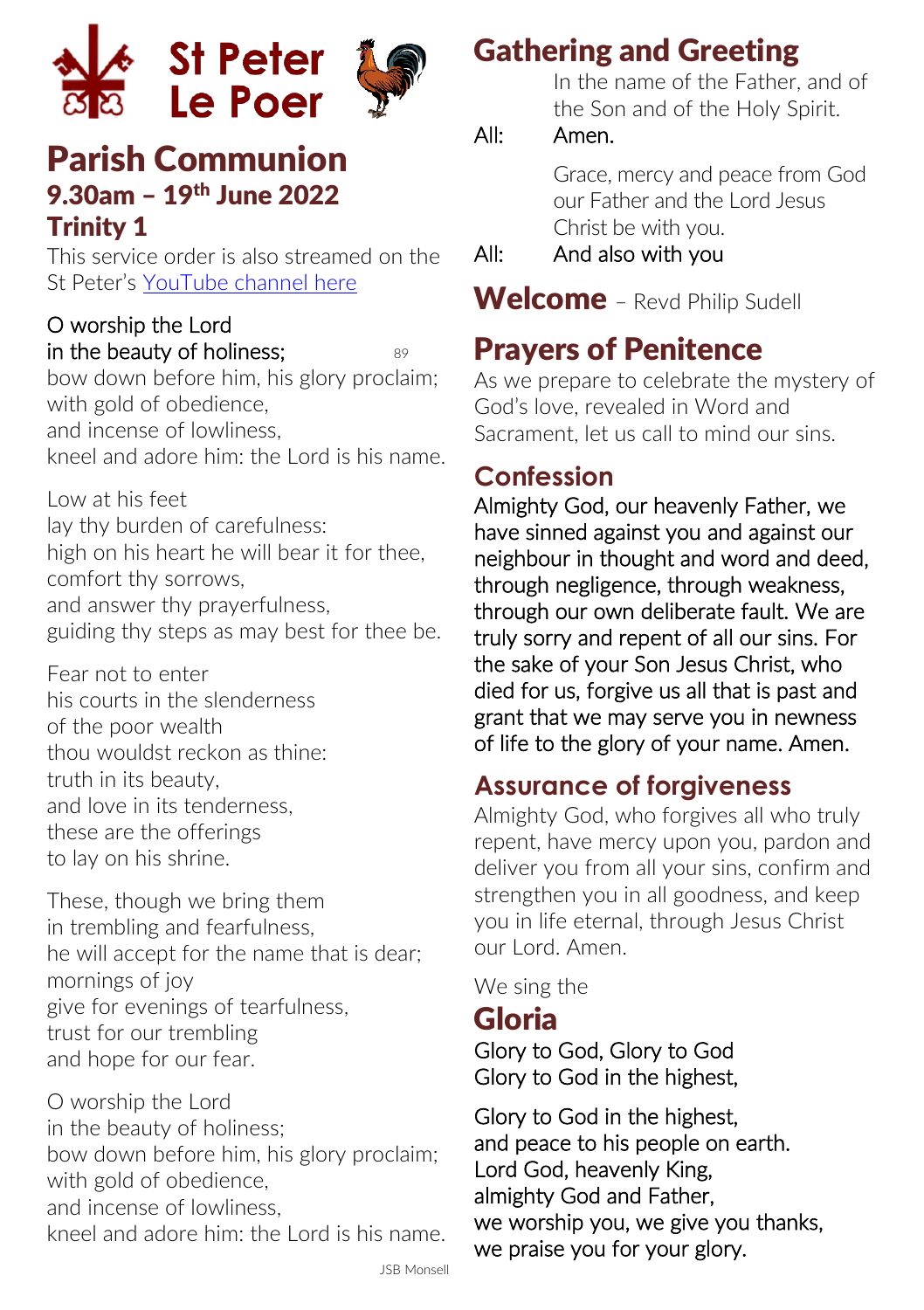# St Peter Le Poer

## Parish Communion

### 9.30am – 19th June 2022

### Trinity 1

This service order is also streamed on the St Peter's YouTube channel here

O worship the Lord
in the beauty of holiness; 89
bow down before him, his glory proclaim;
with gold of obedience,
and incense of lowliness,
kneel and adore him: the Lord is his name.

Low at his feet
lay thy burden of carefulness:
high on his heart he will bear it for thee,
comfort thy sorrows,
and answer thy prayerfulness,
guiding thy steps as may best for thee be.

Fear not to enter
his courts in the slenderness
of the poor wealth
thou wouldst reckon as thine:
truth in its beauty,
and love in its tenderness,
these are the offerings
to lay on his shrine.

These, though we bring them
in trembling and fearfulness,
he will accept for the name that is dear;
mornings of joy
give for evenings of tearfulness,
trust for our trembling
and hope for our fear.

O worship the Lord
in the beauty of holiness;
bow down before him, his glory proclaim;
with gold of obedience,
and incense of lowliness,
kneel and adore him: the Lord is his name.

JSB Monsell

## Gathering and Greeting

In the name of the Father, and of the Son and of the Holy Spirit.

All: Amen.

Grace, mercy and peace from God our Father and the Lord Jesus Christ be with you.

All: And also with you

## Welcome – Revd Philip Sudell

## Prayers of Penitence

As we prepare to celebrate the mystery of God's love, revealed in Word and Sacrament, let us call to mind our sins.

## Confession

Almighty God, our heavenly Father, we have sinned against you and against our neighbour in thought and word and deed, through negligence, through weakness, through our own deliberate fault. We are truly sorry and repent of all our sins. For the sake of your Son Jesus Christ, who died for us, forgive us all that is past and grant that we may serve you in newness of life to the glory of your name. Amen.

## Assurance of forgiveness

Almighty God, who forgives all who truly repent, have mercy upon you, pardon and deliver you from all your sins, confirm and strengthen you in all goodness, and keep you in life eternal, through Jesus Christ our Lord. Amen.

We sing the

## Gloria

Glory to God, Glory to God
Glory to God in the highest,

Glory to God in the highest,
and peace to his people on earth.
Lord God, heavenly King,
almighty God and Father,
we worship you, we give you thanks,
we praise you for your glory.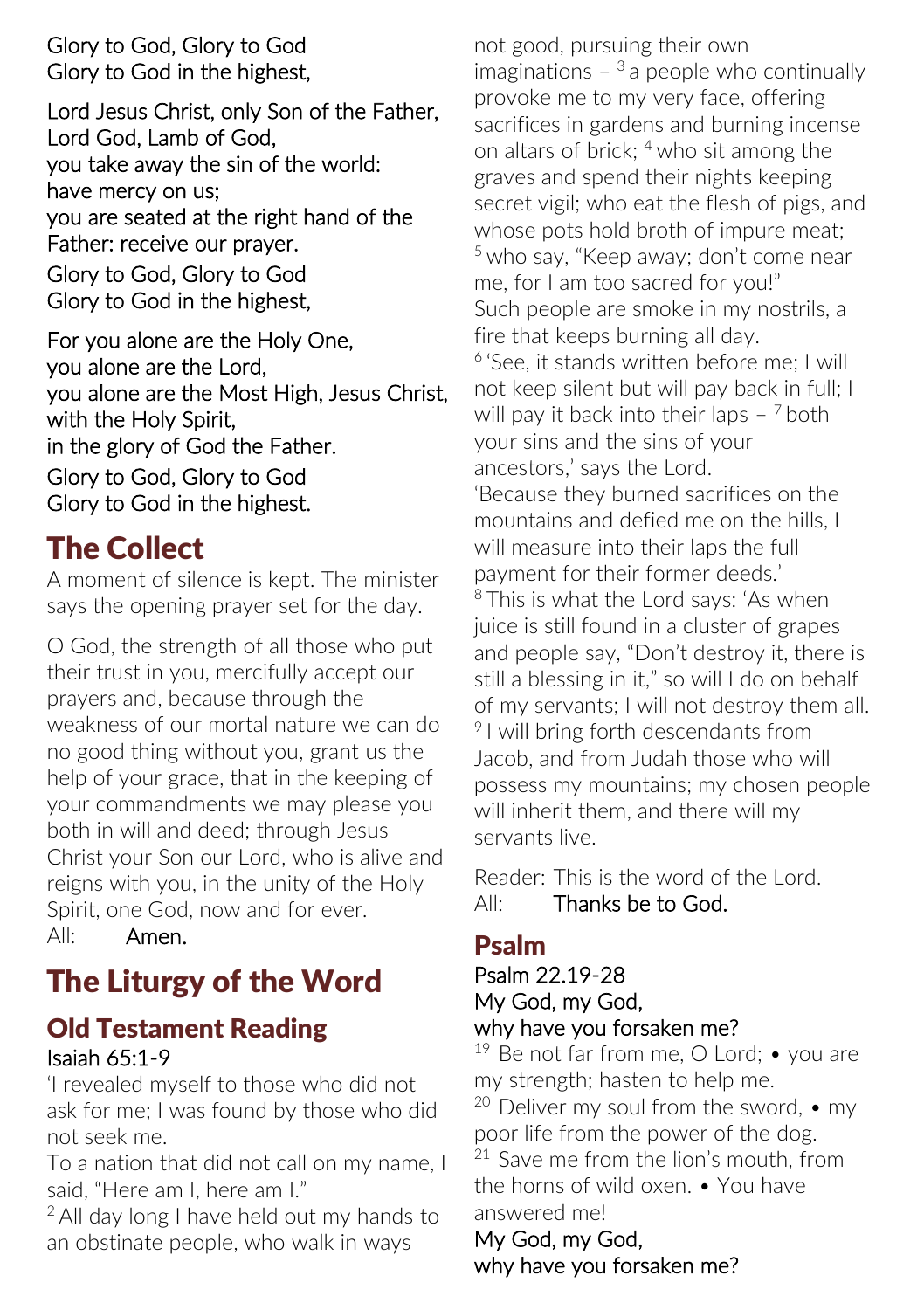Glory to God, Glory to God
Glory to God in the highest,

Lord Jesus Christ, only Son of the Father,
Lord God, Lamb of God,
you take away the sin of the world:
have mercy on us;
you are seated at the right hand of the Father: receive our prayer.
Glory to God, Glory to God
Glory to God in the highest,

For you alone are the Holy One,
you alone are the Lord,
you alone are the Most High, Jesus Christ,
with the Holy Spirit,
in the glory of God the Father.
Glory to God, Glory to God
Glory to God in the highest.

## The Collect

A moment of silence is kept. The minister says the opening prayer set for the day.

O God, the strength of all those who put their trust in you, mercifully accept our prayers and, because through the weakness of our mortal nature we can do no good thing without you, grant us the help of your grace, that in the keeping of your commandments we may please you both in will and deed; through Jesus Christ your Son our Lord, who is alive and reigns with you, in the unity of the Holy Spirit, one God, now and for ever.
All: Amen.

## The Liturgy of the Word

### Old Testament Reading

Isaiah 65:1-9

'I revealed myself to those who did not ask for me; I was found by those who did not seek me.
To a nation that did not call on my name, I said, "Here am I, here am I."
2 All day long I have held out my hands to an obstinate people, who walk in ways not good, pursuing their own imaginations – 3 a people who continually provoke me to my very face, offering sacrifices in gardens and burning incense on altars of brick; 4 who sit among the graves and spend their nights keeping secret vigil; who eat the flesh of pigs, and whose pots hold broth of impure meat; 5 who say, "Keep away; don't come near me, for I am too sacred for you!"
Such people are smoke in my nostrils, a fire that keeps burning all day.
6 'See, it stands written before me; I will not keep silent but will pay back in full; I will pay it back into their laps – 7 both your sins and the sins of your ancestors,' says the Lord.
'Because they burned sacrifices on the mountains and defied me on the hills, I will measure into their laps the full payment for their former deeds.'
8 This is what the Lord says: 'As when juice is still found in a cluster of grapes and people say, "Don't destroy it, there is still a blessing in it," so will I do on behalf of my servants; I will not destroy them all.
9 I will bring forth descendants from Jacob, and from Judah those who will possess my mountains; my chosen people will inherit them, and there will my servants live.

Reader: This is the word of the Lord.
All: Thanks be to God.

### Psalm

Psalm 22.19-28
My God, my God,
why have you forsaken me?
19 Be not far from me, O Lord; • you are my strength; hasten to help me.
20 Deliver my soul from the sword, • my poor life from the power of the dog.
21 Save me from the lion's mouth, from the horns of wild oxen. • You have answered me!
My God, my God,
why have you forsaken me?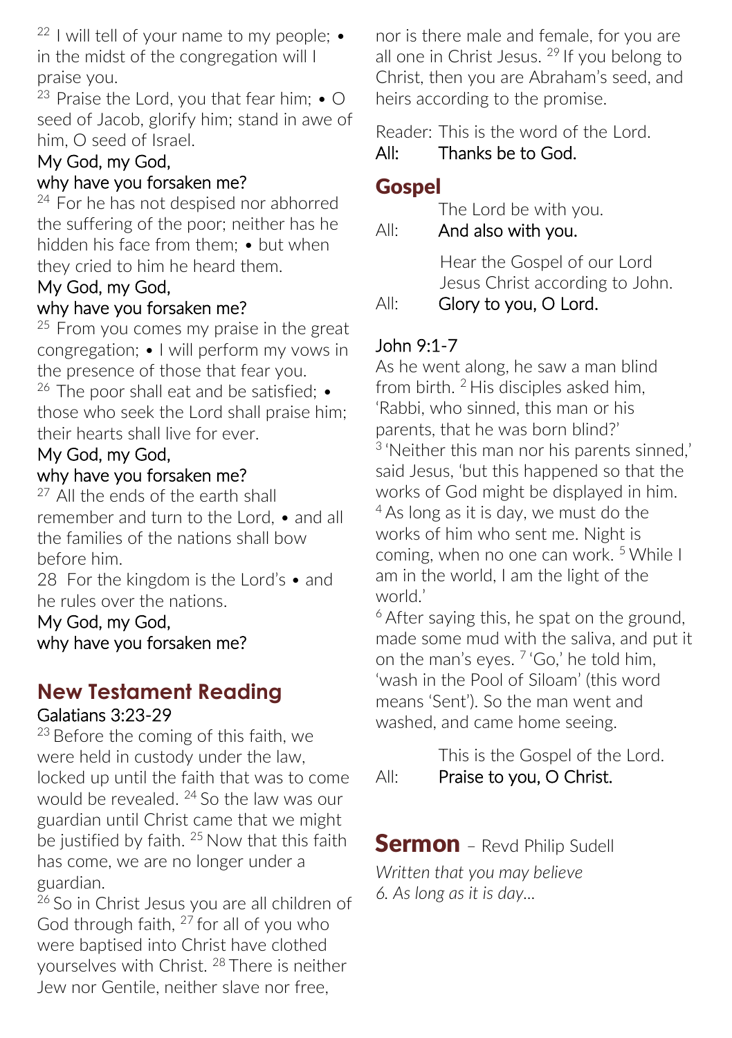[22] I will tell of your name to my people; • in the midst of the congregation will I praise you.
[23] Praise the Lord, you that fear him; • O seed of Jacob, glorify him; stand in awe of him, O seed of Israel.
My God, my God,
why have you forsaken me?
[24] For he has not despised nor abhorred the suffering of the poor; neither has he hidden his face from them; • but when they cried to him he heard them.
My God, my God,
why have you forsaken me?
[25] From you comes my praise in the great congregation; • I will perform my vows in the presence of those that fear you.
[26] The poor shall eat and be satisfied; • those who seek the Lord shall praise him; their hearts shall live for ever.
My God, my God,
why have you forsaken me?
[27] All the ends of the earth shall remember and turn to the Lord, • and all the families of the nations shall bow before him.
28 For the kingdom is the Lord's • and he rules over the nations.
My God, my God,
why have you forsaken me?

## New Testament Reading

Galatians 3:23-29

[23] Before the coming of this faith, we were held in custody under the law, locked up until the faith that was to come would be revealed. [24] So the law was our guardian until Christ came that we might be justified by faith. [25] Now that this faith has come, we are no longer under a guardian.
[26] So in Christ Jesus you are all children of God through faith, [27] for all of you who were baptised into Christ have clothed yourselves with Christ. [28] There is neither Jew nor Gentile, neither slave nor free, nor is there male and female, for you are all one in Christ Jesus. [29] If you belong to Christ, then you are Abraham's seed, and heirs according to the promise.

Reader: This is the word of the Lord.
All: Thanks be to God.

## Gospel

The Lord be with you.
All: And also with you.

Hear the Gospel of our Lord Jesus Christ according to John.
All: Glory to you, O Lord.

John 9:1-7

As he went along, he saw a man blind from birth. [2] His disciples asked him, 'Rabbi, who sinned, this man or his parents, that he was born blind?'
[3] 'Neither this man nor his parents sinned,' said Jesus, 'but this happened so that the works of God might be displayed in him. [4] As long as it is day, we must do the works of him who sent me. Night is coming, when no one can work. [5] While I am in the world, I am the light of the world.'
[6] After saying this, he spat on the ground, made some mud with the saliva, and put it on the man's eyes. [7] 'Go,' he told him, 'wash in the Pool of Siloam' (this word means 'Sent'). So the man went and washed, and came home seeing.

This is the Gospel of the Lord.
All: Praise to you, O Christ.

## Sermon – Revd Philip Sudell

*Written that you may believe*
*6. As long as it is day…*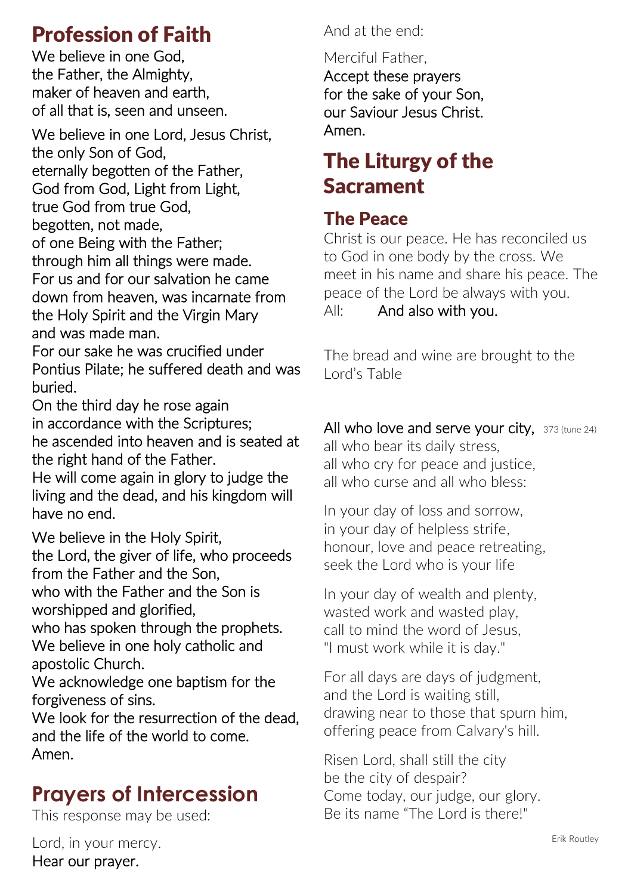## Profession of Faith

**We believe in one God,
the Father, the Almighty,
maker of heaven and earth,
of all that is, seen and unseen.**

**We believe in one Lord, Jesus Christ,
the only Son of God,
eternally begotten of the Father,
God from God, Light from Light,
true God from true God,
begotten, not made,
of one Being with the Father;
through him all things were made.
For us and for our salvation he came down from heaven, was incarnate from the Holy Spirit and the Virgin Mary and was made man.
For our sake he was crucified under Pontius Pilate; he suffered death and was buried.
On the third day he rose again
in accordance with the Scriptures;
he ascended into heaven and is seated at the right hand of the Father.
He will come again in glory to judge the living and the dead, and his kingdom will have no end.**

**We believe in the Holy Spirit,
the Lord, the giver of life, who proceeds from the Father and the Son,
who with the Father and the Son is worshipped and glorified,
who has spoken through the prophets.
We believe in one holy catholic and apostolic Church.
We acknowledge one baptism for the forgiveness of sins.
We look for the resurrection of the dead,
and the life of the world to come.
Amen.**

## Prayers of Intercession

This response may be used:

Lord, in your mercy.
**Hear our prayer.**

And at the end:

Merciful Father,
**Accept these prayers
for the sake of your Son,
our Saviour Jesus Christ.
Amen.**

# The Liturgy of the Sacrament

## The Peace

Christ is our peace. He has reconciled us to God in one body by the cross. We meet in his name and share his peace. The peace of the Lord be always with you.
All: **And also with you.**

The bread and wine are brought to the Lord's Table

**All who love and serve your city,** 373 (tune 24)
all who bear its daily stress,
all who cry for peace and justice,
all who curse and all who bless:

In your day of loss and sorrow,
in your day of helpless strife,
honour, love and peace retreating,
seek the Lord who is your life

In your day of wealth and plenty,
wasted work and wasted play,
call to mind the word of Jesus,
"I must work while it is day."

For all days are days of judgment,
and the Lord is waiting still,
drawing near to those that spurn him,
offering peace from Calvary's hill.

Risen Lord, shall still the city
be the city of despair?
Come today, our judge, our glory.
Be its name "The Lord is there!"

Erik Routley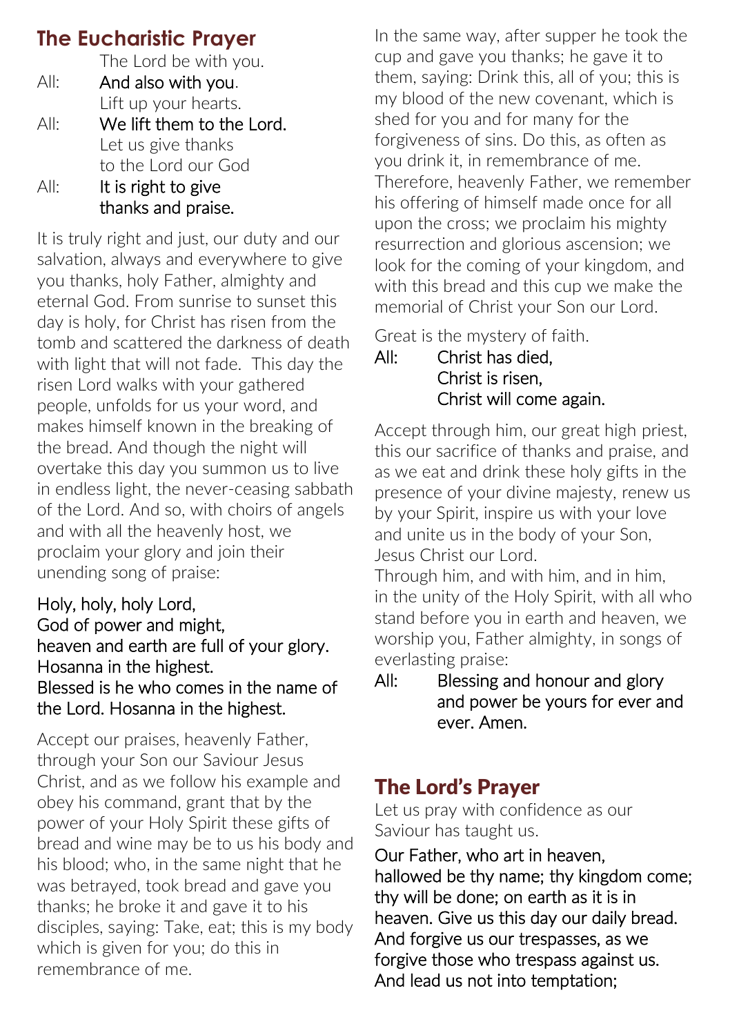## The Eucharistic Prayer

The Lord be with you.

All: **And also with you.**

Lift up your hearts.

All: **We lift them to the Lord.**

Let us give thanks to the Lord our God

All: **It is right to give thanks and praise.**

It is truly right and just, our duty and our salvation, always and everywhere to give you thanks, holy Father, almighty and eternal God. From sunrise to sunset this day is holy, for Christ has risen from the tomb and scattered the darkness of death with light that will not fade. This day the risen Lord walks with your gathered people, unfolds for us your word, and makes himself known in the breaking of the bread. And though the night will overtake this day you summon us to live in endless light, the never-ceasing sabbath of the Lord. And so, with choirs of angels and with all the heavenly host, we proclaim your glory and join their unending song of praise:

**Holy, holy, holy Lord,**
**God of power and might,**
**heaven and earth are full of your glory.**
**Hosanna in the highest.**
**Blessed is he who comes in the name of the Lord. Hosanna in the highest.**

Accept our praises, heavenly Father, through your Son our Saviour Jesus Christ, and as we follow his example and obey his command, grant that by the power of your Holy Spirit these gifts of bread and wine may be to us his body and his blood; who, in the same night that he was betrayed, took bread and gave you thanks; he broke it and gave it to his disciples, saying: Take, eat; this is my body which is given for you; do this in remembrance of me.

In the same way, after supper he took the cup and gave you thanks; he gave it to them, saying: Drink this, all of you; this is my blood of the new covenant, which is shed for you and for many for the forgiveness of sins. Do this, as often as you drink it, in remembrance of me. Therefore, heavenly Father, we remember his offering of himself made once for all upon the cross; we proclaim his mighty resurrection and glorious ascension; we look for the coming of your kingdom, and with this bread and this cup we make the memorial of Christ your Son our Lord.

Great is the mystery of faith.

All: **Christ has died,**
**Christ is risen,**
**Christ will come again.**

Accept through him, our great high priest, this our sacrifice of thanks and praise, and as we eat and drink these holy gifts in the presence of your divine majesty, renew us by your Spirit, inspire us with your love and unite us in the body of your Son, Jesus Christ our Lord.
Through him, and with him, and in him, in the unity of the Holy Spirit, with all who stand before you in earth and heaven, we worship you, Father almighty, in songs of everlasting praise:

All: **Blessing and honour and glory and power be yours for ever and ever. Amen.**

## The Lord's Prayer

Let us pray with confidence as our Saviour has taught us.

**Our Father, who art in heaven, hallowed be thy name; thy kingdom come; thy will be done; on earth as it is in heaven. Give us this day our daily bread. And forgive us our trespasses, as we forgive those who trespass against us. And lead us not into temptation;**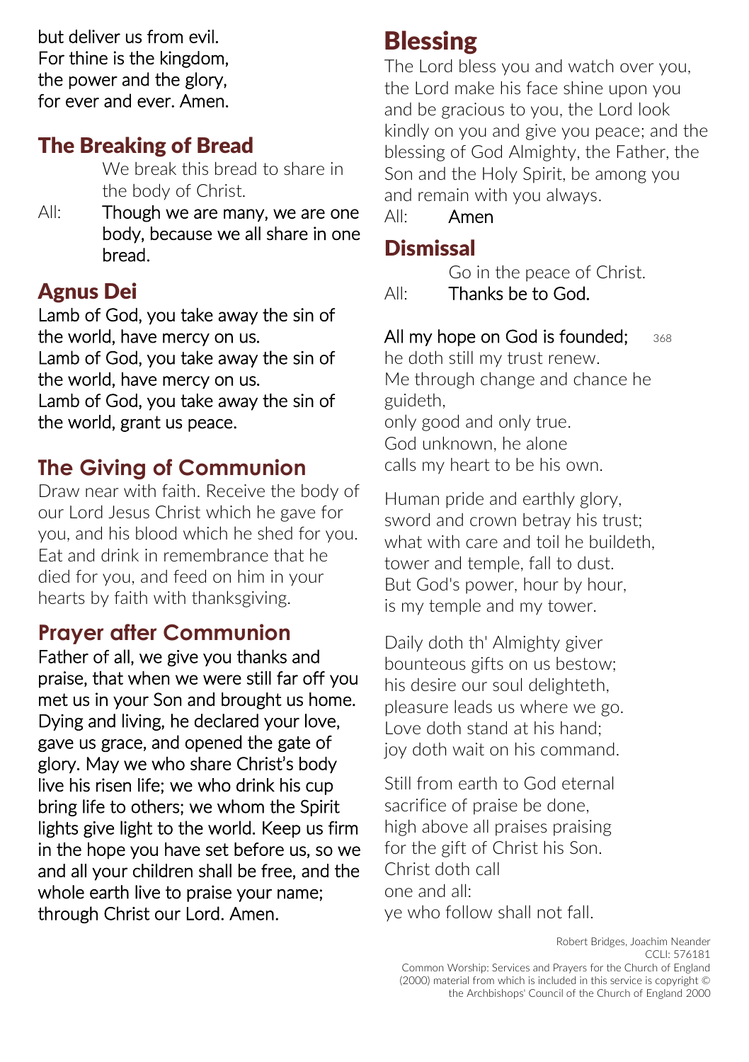but deliver us from evil.
For thine is the kingdom,
the power and the glory,
for ever and ever. Amen.

## The Breaking of Bread

We break this bread to share in the body of Christ.

All: **Though we are many, we are one body, because we all share in one bread.**

## Agnus Dei

**Lamb of God, you take away the sin of the world, have mercy on us.
Lamb of God, you take away the sin of the world, have mercy on us.
Lamb of God, you take away the sin of the world, grant us peace.**

## The Giving of Communion

Draw near with faith. Receive the body of our Lord Jesus Christ which he gave for you, and his blood which he shed for you. Eat and drink in remembrance that he died for you, and feed on him in your hearts by faith with thanksgiving.

## Prayer after Communion

**Father of all, we give you thanks and praise, that when we were still far off you met us in your Son and brought us home. Dying and living, he declared your love, gave us grace, and opened the gate of glory. May we who share Christ's body live his risen life; we who drink his cup bring life to others; we whom the Spirit lights give light to the world. Keep us firm in the hope you have set before us, so we and all your children shall be free, and the whole earth live to praise your name; through Christ our Lord. Amen.**

## Blessing

The Lord bless you and watch over you, the Lord make his face shine upon you and be gracious to you, the Lord look kindly on you and give you peace; and the blessing of God Almighty, the Father, the Son and the Holy Spirit, be among you and remain with you always.

All: **Amen**

## Dismissal

Go in the peace of Christ.

All: **Thanks be to God.**

All my hope on God is founded; 368
he doth still my trust renew.
Me through change and chance he guideth,
only good and only true.
God unknown, he alone
calls my heart to be his own.

Human pride and earthly glory,
sword and crown betray his trust;
what with care and toil he buildeth,
tower and temple, fall to dust.
But God's power, hour by hour,
is my temple and my tower.

Daily doth th' Almighty giver
bounteous gifts on us bestow;
his desire our soul delighteth,
pleasure leads us where we go.
Love doth stand at his hand;
joy doth wait on his command.

Still from earth to God eternal
sacrifice of praise be done,
high above all praises praising
for the gift of Christ his Son.
Christ doth call
one and all:
ye who follow shall not fall.

Robert Bridges, Joachim Neander
CCLI: 576181
Common Worship: Services and Prayers for the Church of England (2000) material from which is included in this service is copyright © the Archbishops' Council of the Church of England 2000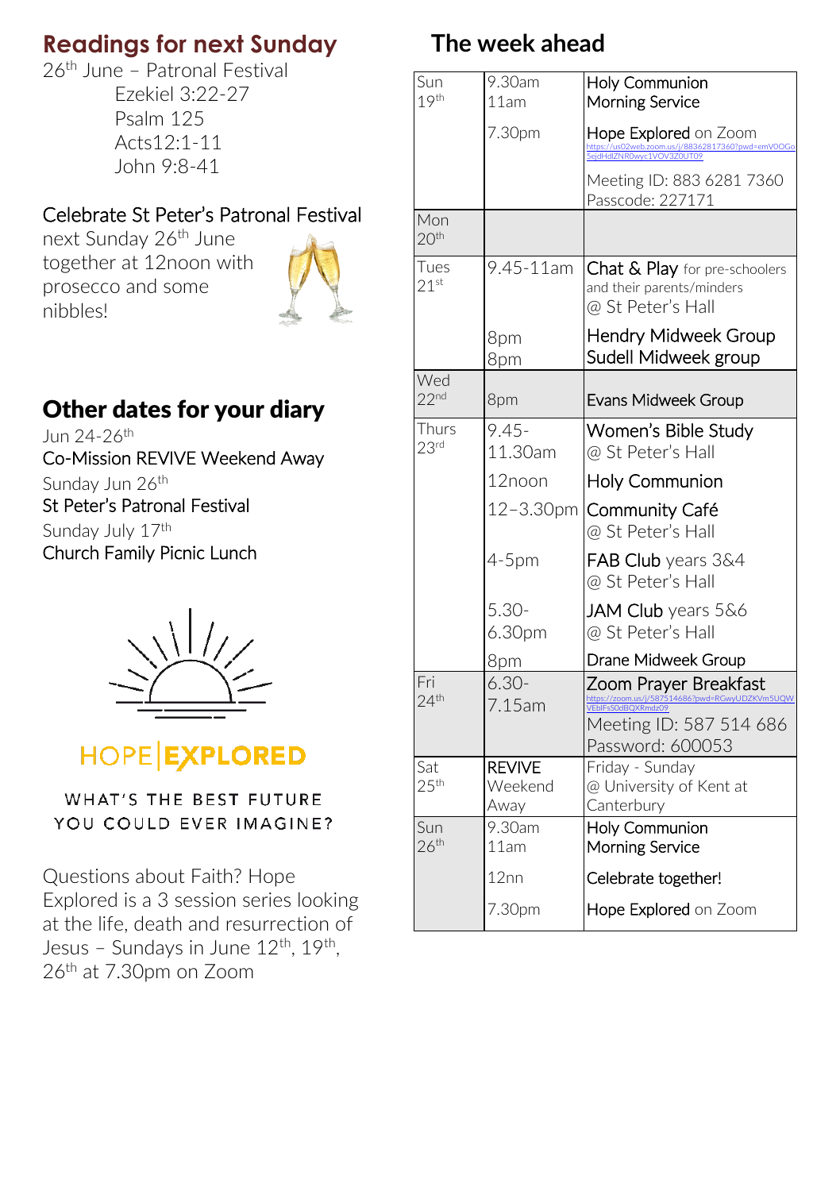## Readings for next Sunday

26th June – Patronal Festival

Ezekiel 3:22-27
Psalm 125
Acts12:1-11
John 9:8-41

Celebrate St Peter's Patronal Festival next Sunday 26th June together at 12noon with prosecco and some nibbles!

## Other dates for your diary

Jun 24-26th
Co-Mission REVIVE Weekend Away

Sunday Jun 26th
St Peter's Patronal Festival

Sunday July 17th
Church Family Picnic Lunch

HOPE|EXPLORED

WHAT'S THE BEST FUTURE YOU COULD EVER IMAGINE?

Questions about Faith? Hope Explored is a 3 session series looking at the life, death and resurrection of Jesus – Sundays in June 12th, 19th, 26th at 7.30pm on Zoom

## The week ahead

| | | |
|---|---|---|
| Sun 19th | 9.30am<br>11am | Holy Communion<br>Morning Service |
| | 7.30pm | Hope Explored on Zoom<br>https://us02web.zoom.us/j/88362817360?pwd=emV0OGo5ejdHdlZNR0wyc1VOV3Z0UT09<br>Meeting ID: 883 6281 7360<br>Passcode: 227171 |
| Mon 20th | | |
| Tues 21st | 9.45-11am | Chat & Play for pre-schoolers and their parents/minders @ St Peter's Hall |
| | 8pm<br>8pm | Hendry Midweek Group<br>Sudell Midweek group |
| Wed 22nd | 8pm | Evans Midweek Group |
| Thurs 23rd | 9.45-11.30am | Women's Bible Study @ St Peter's Hall |
| | 12noon | Holy Communion |
| | 12–3.30pm | Community Café @ St Peter's Hall |
| | 4-5pm | FAB Club years 3&4 @ St Peter's Hall |
| | 5.30-6.30pm | JAM Club years 5&6 @ St Peter's Hall |
| | 8pm | Drane Midweek Group |
| Fri 24th | 6.30-7.15am | Zoom Prayer Breakfast<br>https://zoom.us/j/587514686?pwd=RGwyUDZKVm5UQWVEblFsS0dBQXRmdz09<br>Meeting ID: 587 514 686<br>Password: 600053 |
| Sat 25th | REVIVE Weekend Away | Friday - Sunday @ University of Kent at Canterbury |
| Sun 26th | 9.30am<br>11am | Holy Communion<br>Morning Service |
| | 12nn | Celebrate together! |
| | 7.30pm | Hope Explored on Zoom |